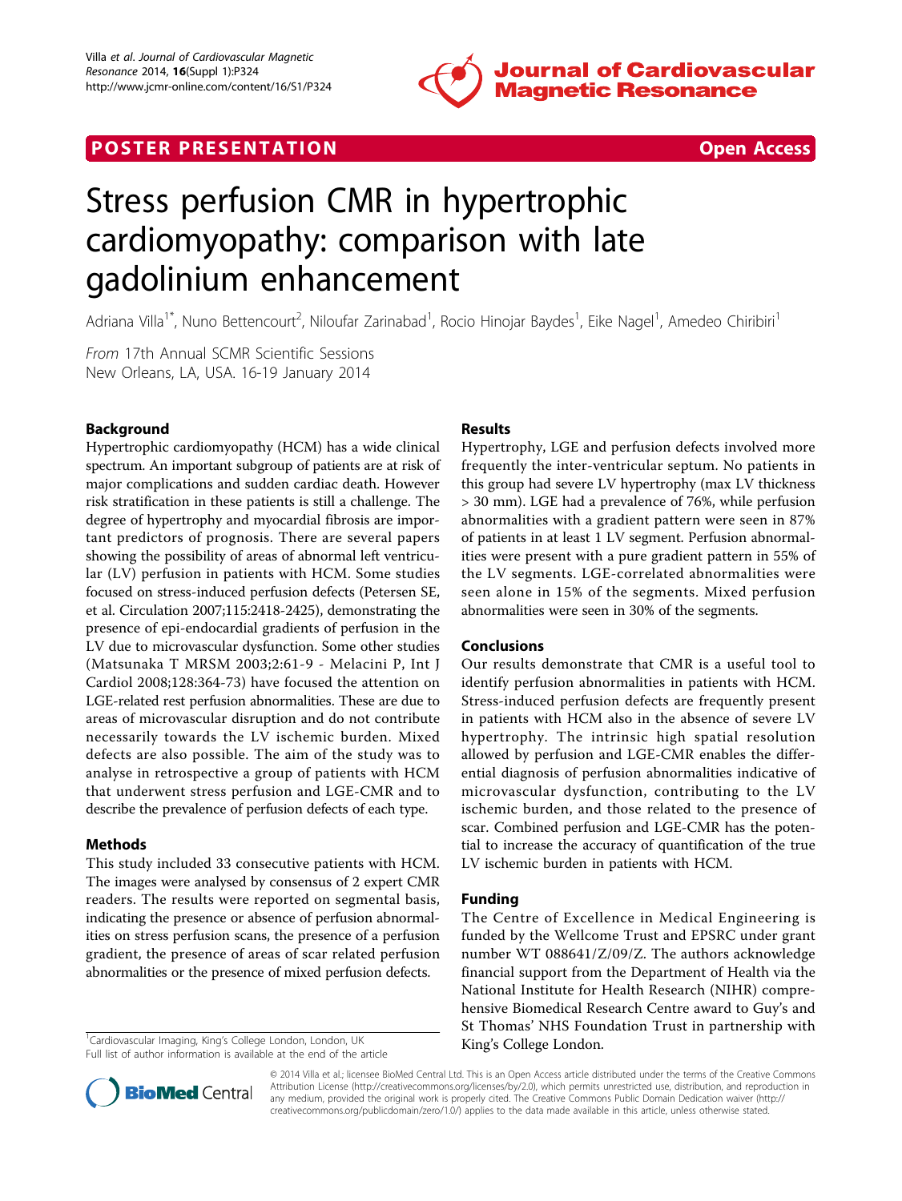POSTER PRESENTATION Open Access

# Stress perfusion CMR in hypertrophic cardiomyopathy: comparison with late gadolinium enhancement

Adriana Villa[1*], Nuno Bettencourt[2], Niloufar Zarinabad[1], Rocio Hinojar Baydes[1], Eike Nagel[1], Amedeo Chiribiri[1]

*From* 17th Annual SCMR Scientific Sessions
New Orleans, LA, USA. 16-19 January 2014

## Background

Hypertrophic cardiomyopathy (HCM) has a wide clinical spectrum. An important subgroup of patients are at risk of major complications and sudden cardiac death. However risk stratification in these patients is still a challenge. The degree of hypertrophy and myocardial fibrosis are important predictors of prognosis. There are several papers showing the possibility of areas of abnormal left ventricular (LV) perfusion in patients with HCM. Some studies focused on stress-induced perfusion defects (Petersen SE, et al. Circulation 2007;115:2418-2425), demonstrating the presence of epi-endocardial gradients of perfusion in the LV due to microvascular dysfunction. Some other studies (Matsunaka T MRSM 2003;2:61-9 - Melacini P, Int J Cardiol 2008;128:364-73) have focused the attention on LGE-related rest perfusion abnormalities. These are due to areas of microvascular disruption and do not contribute necessarily towards the LV ischemic burden. Mixed defects are also possible. The aim of the study was to analyse in retrospective a group of patients with HCM that underwent stress perfusion and LGE-CMR and to describe the prevalence of perfusion defects of each type.

## Methods

This study included 33 consecutive patients with HCM. The images were analysed by consensus of 2 expert CMR readers. The results were reported on segmental basis, indicating the presence or absence of perfusion abnormalities on stress perfusion scans, the presence of a perfusion gradient, the presence of areas of scar related perfusion abnormalities or the presence of mixed perfusion defects.

## Results

Hypertrophy, LGE and perfusion defects involved more frequently the inter-ventricular septum. No patients in this group had severe LV hypertrophy (max LV thickness > 30 mm). LGE had a prevalence of 76%, while perfusion abnormalities with a gradient pattern were seen in 87% of patients in at least 1 LV segment. Perfusion abnormalities were present with a pure gradient pattern in 55% of the LV segments. LGE-correlated abnormalities were seen alone in 15% of the segments. Mixed perfusion abnormalities were seen in 30% of the segments.

## Conclusions

Our results demonstrate that CMR is a useful tool to identify perfusion abnormalities in patients with HCM. Stress-induced perfusion defects are frequently present in patients with HCM also in the absence of severe LV hypertrophy. The intrinsic high spatial resolution allowed by perfusion and LGE-CMR enables the differential diagnosis of perfusion abnormalities indicative of microvascular dysfunction, contributing to the LV ischemic burden, and those related to the presence of scar. Combined perfusion and LGE-CMR has the potential to increase the accuracy of quantification of the true LV ischemic burden in patients with HCM.

## Funding

The Centre of Excellence in Medical Engineering is funded by the Wellcome Trust and EPSRC under grant number WT 088641/Z/09/Z. The authors acknowledge financial support from the Department of Health via the National Institute for Health Research (NIHR) comprehensive Biomedical Research Centre award to Guy's and St Thomas' NHS Foundation Trust in partnership with King's College London.

[1]Cardiovascular Imaging, King's College London, London, UK
Full list of author information is available at the end of the article

© 2014 Villa et al.; licensee BioMed Central Ltd. This is an Open Access article distributed under the terms of the Creative Commons Attribution License (http://creativecommons.org/licenses/by/2.0), which permits unrestricted use, distribution, and reproduction in any medium, provided the original work is properly cited. The Creative Commons Public Domain Dedication waiver (http://creativecommons.org/publicdomain/zero/1.0/) applies to the data made available in this article, unless otherwise stated.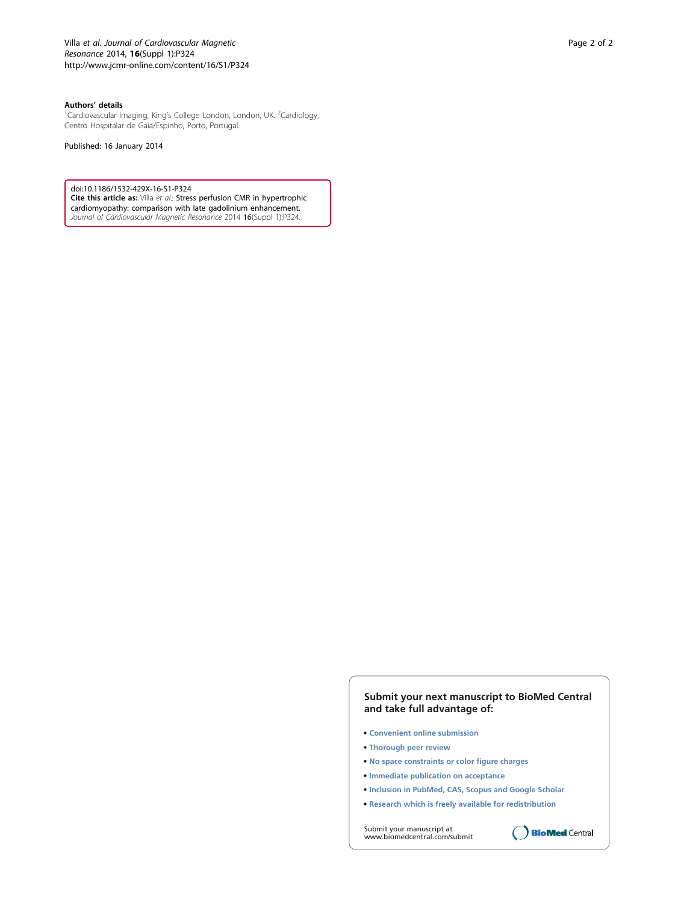#### Authors' details

[1]Cardiovascular Imaging, King's College London, London, UK. [2]Cardiology, Centro Hospitalar de Gaia/Espinho, Porto, Portugal.

Published: 16 January 2014

doi:10.1186/1532-429X-16-S1-P324
**Cite this article as:** Villa *et al.*: Stress perfusion CMR in hypertrophic cardiomyopathy: comparison with late gadolinium enhancement. *Journal of Cardiovascular Magnetic Resonance* 2014 **16**(Suppl 1):P324.

**Submit your next manuscript to BioMed Central and take full advantage of:**

- **Convenient online submission**
- **Thorough peer review**
- **No space constraints or color figure charges**
- **Immediate publication on acceptance**
- **Inclusion in PubMed, CAS, Scopus and Google Scholar**
- **Research which is freely available for redistribution**

Submit your manuscript at
www.biomedcentral.com/submit

BioMed Central